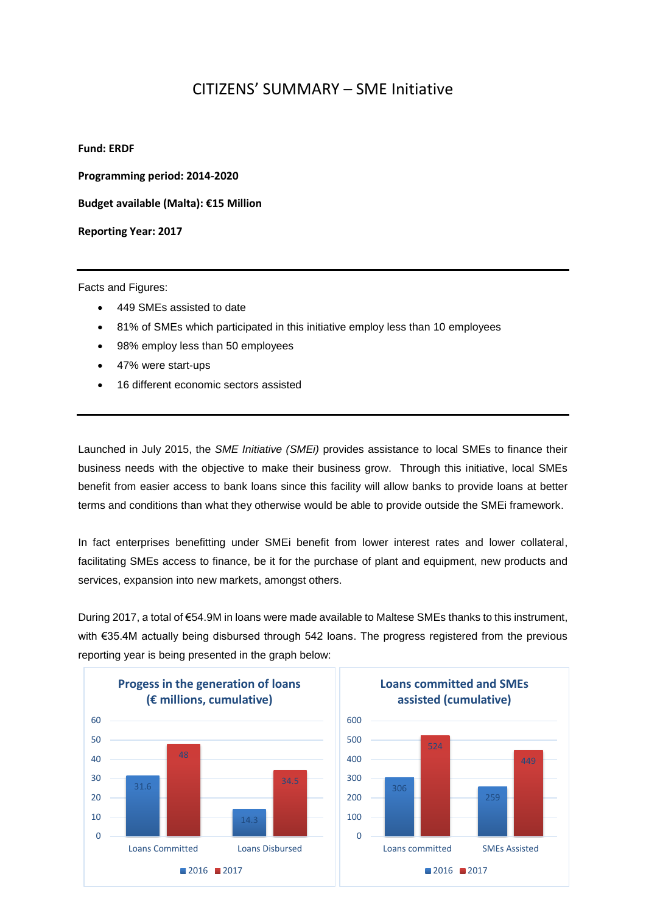# CITIZENS' SUMMARY – SME Initiative

**Fund: ERDF**

**Programming period: 2014-2020**

**Budget available (Malta): €15 Million**

**Reporting Year: 2017**

---

Facts and Figures:

- 449 SMEs assisted to date
- 81% of SMEs which participated in this initiative employ less than 10 employees
- 98% employ less than 50 employees
- 47% were start-ups
- 16 different economic sectors assisted

---

Launched in July 2015, the *SME Initiative (SMEi)* provides assistance to local SMEs to finance their business needs with the objective to make their business grow. Through this initiative, local SMEs benefit from easier access to bank loans since this facility will allow banks to provide loans at better terms and conditions than what they otherwise would be able to provide outside the SMEi framework.

In fact enterprises benefitting under SMEi benefit from lower interest rates and lower collateral, facilitating SMEs access to finance, be it for the purchase of plant and equipment, new products and services, expansion into new markets, amongst others.

During 2017, a total of €54.9M in loans were made available to Maltese SMEs thanks to this instrument, with €35.4M actually being disbursed through 542 loans. The progress registered from the previous reporting year is being presented in the graph below:

**Progess in the generation of loans (€ millions, cumulative)**

| | 2016 | 2017 |
|---|---|---|
| Loans Committed | 31.6 | 48 |
| Loans Disbursed | 14.3 | 34.5 |

**Loans committed and SMEs assisted (cumulative)**

| | 2016 | 2017 |
|---|---|---|
| Loans committed | 306 | 524 |
| SMEs Assisted | 259 | 449 |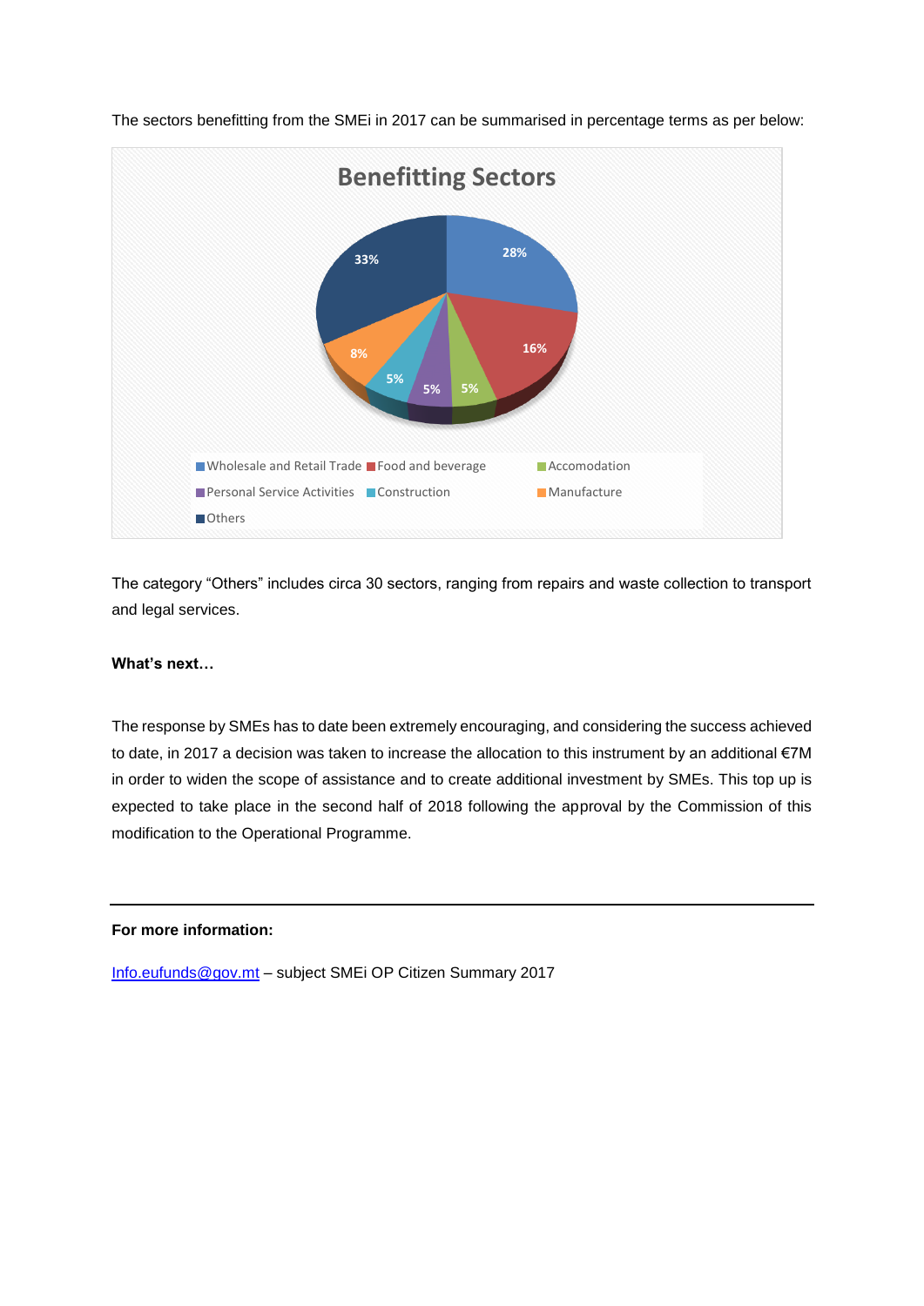The sectors benefitting from the SMEi in 2017 can be summarised in percentage terms as per below:

Benefitting Sectors

33%
28%
16%
8%
5%
5%
5%

Wholesale and Retail Trade
Food and beverage
Accomodation
Personal Service Activities
Construction
Manufacture
Others

The category "Others" includes circa 30 sectors, ranging from repairs and waste collection to transport and legal services.

**What's next…**

The response by SMEs has to date been extremely encouraging, and considering the success achieved to date, in 2017 a decision was taken to increase the allocation to this instrument by an additional €7M in order to widen the scope of assistance and to create additional investment by SMEs. This top up is expected to take place in the second half of 2018 following the approval by the Commission of this modification to the Operational Programme.

---

**For more information:**

Info.eufunds@gov.mt – subject SMEi OP Citizen Summary 2017